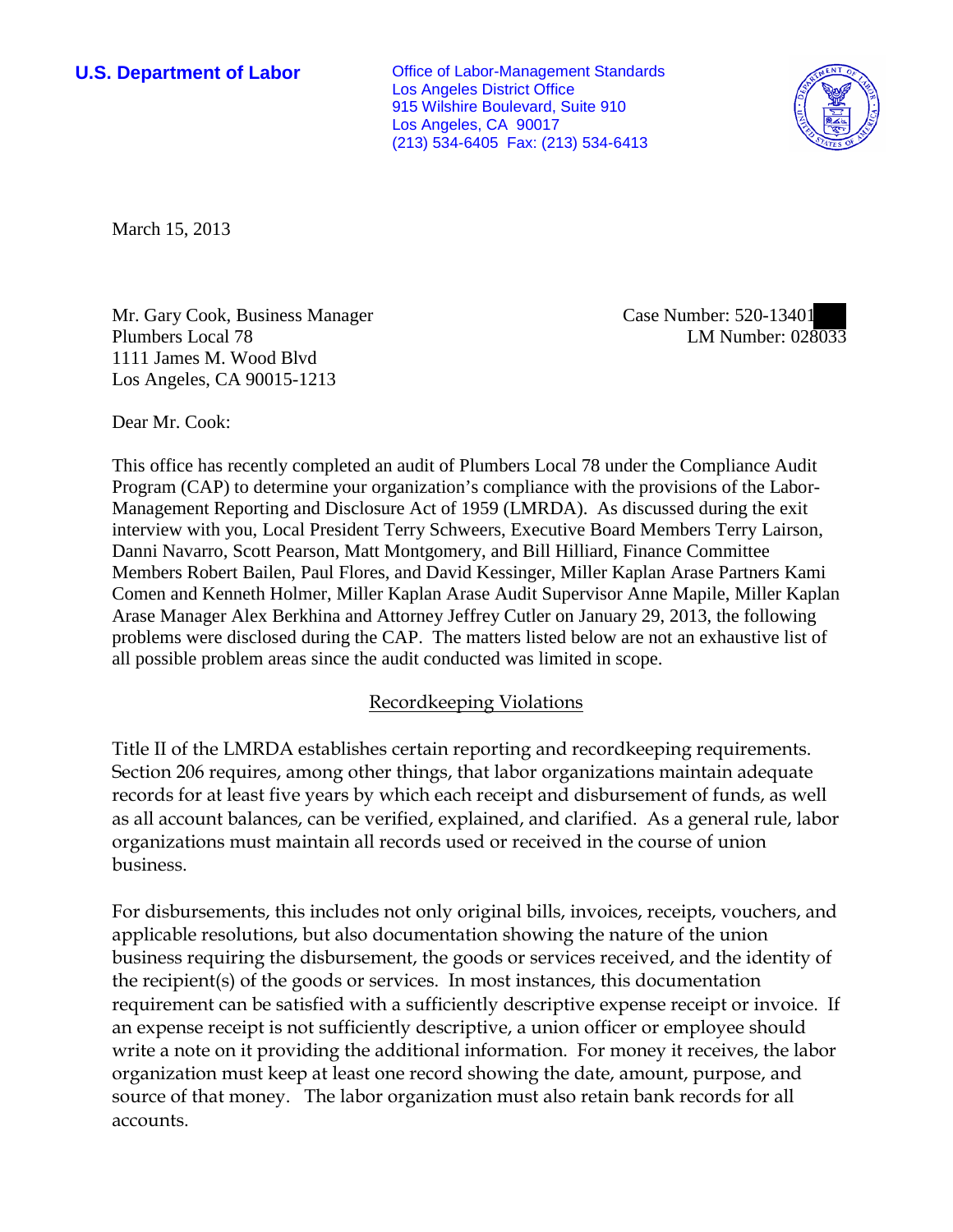**U.S. Department of Labor**

Office of Labor-Management Standards
Los Angeles District Office
915 Wilshire Boulevard, Suite 910
Los Angeles, CA 90017
(213) 534-6405 Fax: (213) 534-6413

March 15, 2013

Mr. Gary Cook, Business Manager
Plumbers Local 78
1111 James M. Wood Blvd
Los Angeles, CA 90015-1213

Case Number: 520-13401
LM Number: 028033

Dear Mr. Cook:

This office has recently completed an audit of Plumbers Local 78 under the Compliance Audit Program (CAP) to determine your organization's compliance with the provisions of the Labor-Management Reporting and Disclosure Act of 1959 (LMRDA). As discussed during the exit interview with you, Local President Terry Schweers, Executive Board Members Terry Lairson, Danni Navarro, Scott Pearson, Matt Montgomery, and Bill Hilliard, Finance Committee Members Robert Bailen, Paul Flores, and David Kessinger, Miller Kaplan Arase Partners Kami Comen and Kenneth Holmer, Miller Kaplan Arase Audit Supervisor Anne Mapile, Miller Kaplan Arase Manager Alex Berkhina and Attorney Jeffrey Cutler on January 29, 2013, the following problems were disclosed during the CAP. The matters listed below are not an exhaustive list of all possible problem areas since the audit conducted was limited in scope.

## Recordkeeping Violations

Title II of the LMRDA establishes certain reporting and recordkeeping requirements. Section 206 requires, among other things, that labor organizations maintain adequate records for at least five years by which each receipt and disbursement of funds, as well as all account balances, can be verified, explained, and clarified. As a general rule, labor organizations must maintain all records used or received in the course of union business.

For disbursements, this includes not only original bills, invoices, receipts, vouchers, and applicable resolutions, but also documentation showing the nature of the union business requiring the disbursement, the goods or services received, and the identity of the recipient(s) of the goods or services. In most instances, this documentation requirement can be satisfied with a sufficiently descriptive expense receipt or invoice. If an expense receipt is not sufficiently descriptive, a union officer or employee should write a note on it providing the additional information. For money it receives, the labor organization must keep at least one record showing the date, amount, purpose, and source of that money. The labor organization must also retain bank records for all accounts.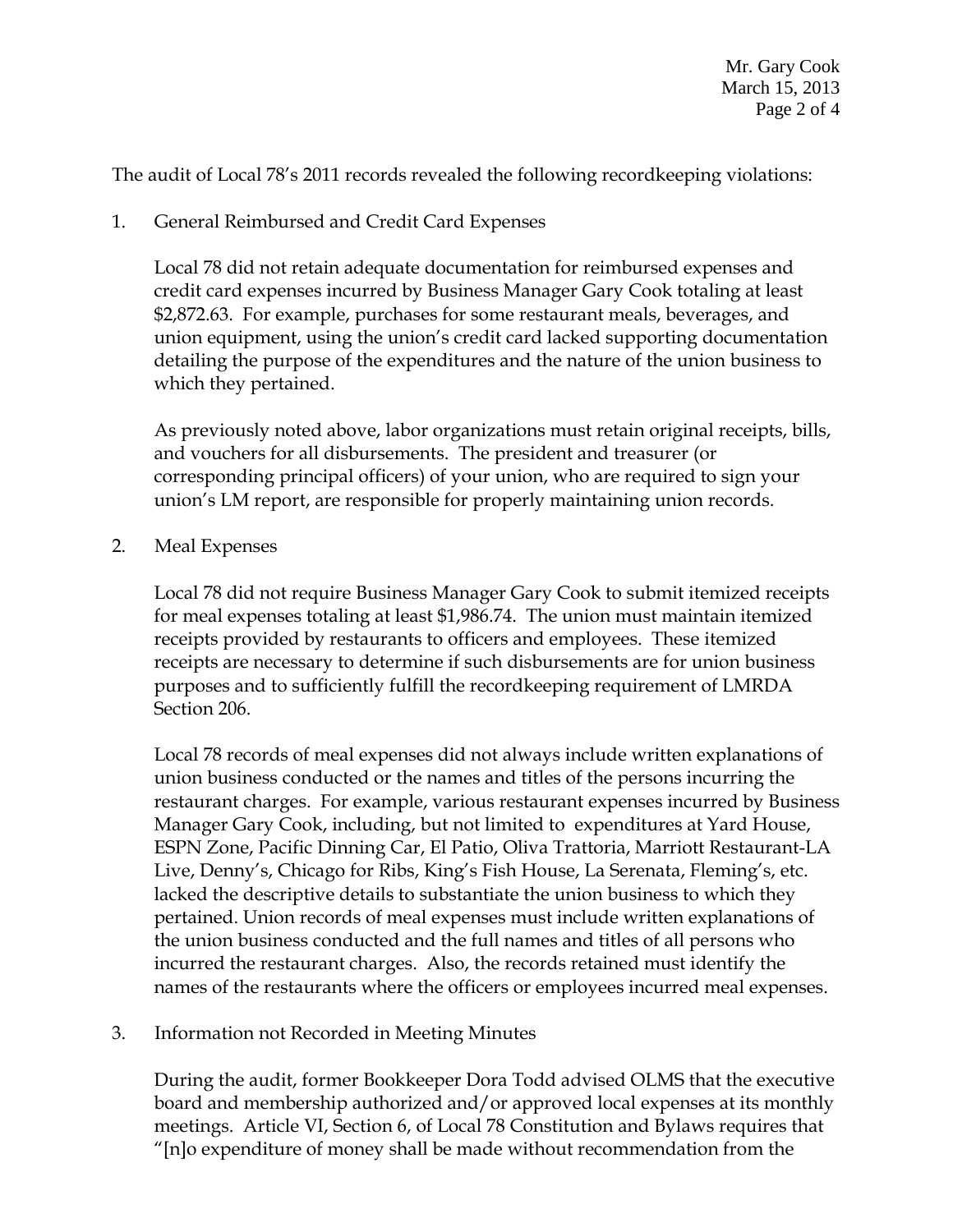The audit of Local 78's 2011 records revealed the following recordkeeping violations:

1. General Reimbursed and Credit Card Expenses

   Local 78 did not retain adequate documentation for reimbursed expenses and credit card expenses incurred by Business Manager Gary Cook totaling at least $2,872.63. For example, purchases for some restaurant meals, beverages, and union equipment, using the union's credit card lacked supporting documentation detailing the purpose of the expenditures and the nature of the union business to which they pertained.

   As previously noted above, labor organizations must retain original receipts, bills, and vouchers for all disbursements. The president and treasurer (or corresponding principal officers) of your union, who are required to sign your union's LM report, are responsible for properly maintaining union records.

2. Meal Expenses

   Local 78 did not require Business Manager Gary Cook to submit itemized receipts for meal expenses totaling at least $1,986.74. The union must maintain itemized receipts provided by restaurants to officers and employees. These itemized receipts are necessary to determine if such disbursements are for union business purposes and to sufficiently fulfill the recordkeeping requirement of LMRDA Section 206.

   Local 78 records of meal expenses did not always include written explanations of union business conducted or the names and titles of the persons incurring the restaurant charges. For example, various restaurant expenses incurred by Business Manager Gary Cook, including, but not limited to expenditures at Yard House, ESPN Zone, Pacific Dinning Car, El Patio, Oliva Trattoria, Marriott Restaurant-LA Live, Denny's, Chicago for Ribs, King's Fish House, La Serenata, Fleming's, etc. lacked the descriptive details to substantiate the union business to which they pertained. Union records of meal expenses must include written explanations of the union business conducted and the full names and titles of all persons who incurred the restaurant charges. Also, the records retained must identify the names of the restaurants where the officers or employees incurred meal expenses.

3. Information not Recorded in Meeting Minutes

   During the audit, former Bookkeeper Dora Todd advised OLMS that the executive board and membership authorized and/or approved local expenses at its monthly meetings. Article VI, Section 6, of Local 78 Constitution and Bylaws requires that "[n]o expenditure of money shall be made without recommendation from the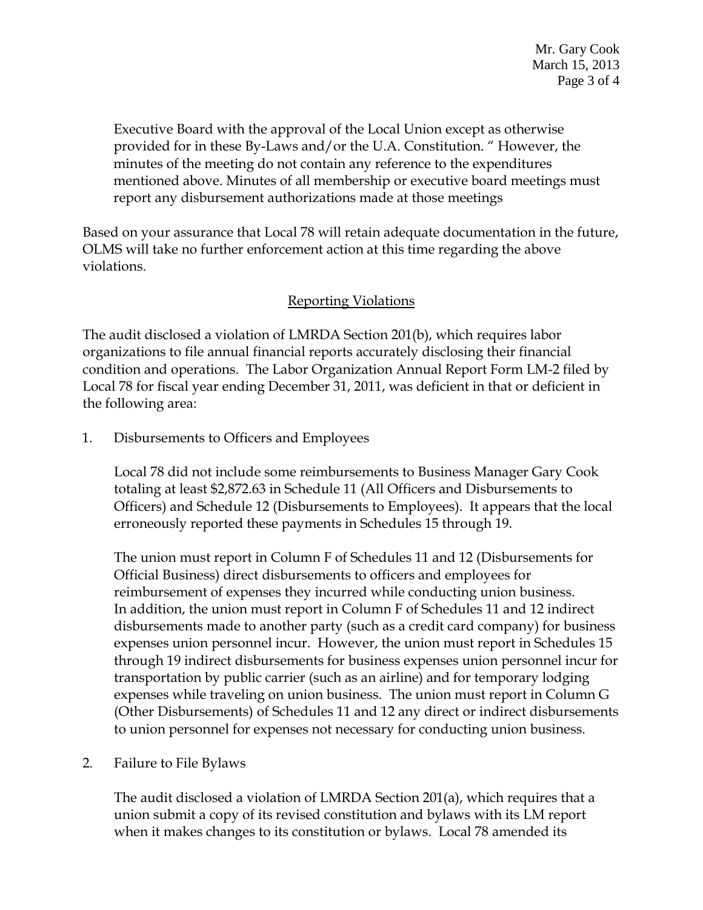Executive Board with the approval of the Local Union except as otherwise provided for in these By-Laws and/or the U.A. Constitution. " However, the minutes of the meeting do not contain any reference to the expenditures mentioned above. Minutes of all membership or executive board meetings must report any disbursement authorizations made at those meetings

Based on your assurance that Local 78 will retain adequate documentation in the future, OLMS will take no further enforcement action at this time regarding the above violations.

## Reporting Violations

The audit disclosed a violation of LMRDA Section 201(b), which requires labor organizations to file annual financial reports accurately disclosing their financial condition and operations. The Labor Organization Annual Report Form LM-2 filed by Local 78 for fiscal year ending December 31, 2011, was deficient in that or deficient in the following area:

1. Disbursements to Officers and Employees

   Local 78 did not include some reimbursements to Business Manager Gary Cook totaling at least $2,872.63 in Schedule 11 (All Officers and Disbursements to Officers) and Schedule 12 (Disbursements to Employees). It appears that the local erroneously reported these payments in Schedules 15 through 19.

   The union must report in Column F of Schedules 11 and 12 (Disbursements for Official Business) direct disbursements to officers and employees for reimbursement of expenses they incurred while conducting union business. In addition, the union must report in Column F of Schedules 11 and 12 indirect disbursements made to another party (such as a credit card company) for business expenses union personnel incur. However, the union must report in Schedules 15 through 19 indirect disbursements for business expenses union personnel incur for transportation by public carrier (such as an airline) and for temporary lodging expenses while traveling on union business. The union must report in Column G (Other Disbursements) of Schedules 11 and 12 any direct or indirect disbursements to union personnel for expenses not necessary for conducting union business.

2. Failure to File Bylaws

   The audit disclosed a violation of LMRDA Section 201(a), which requires that a union submit a copy of its revised constitution and bylaws with its LM report when it makes changes to its constitution or bylaws. Local 78 amended its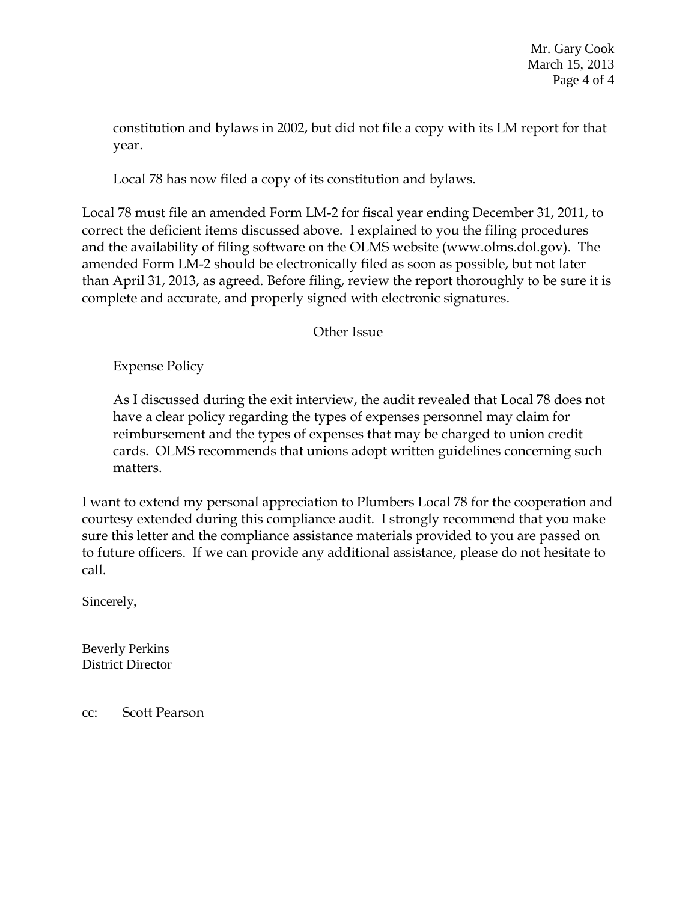constitution and bylaws in 2002, but did not file a copy with its LM report for that year.

Local 78 has now filed a copy of its constitution and bylaws.

Local 78 must file an amended Form LM-2 for fiscal year ending December 31, 2011, to correct the deficient items discussed above. I explained to you the filing procedures and the availability of filing software on the OLMS website (www.olms.dol.gov). The amended Form LM-2 should be electronically filed as soon as possible, but not later than April 31, 2013, as agreed. Before filing, review the report thoroughly to be sure it is complete and accurate, and properly signed with electronic signatures.

## Other Issue

Expense Policy

As I discussed during the exit interview, the audit revealed that Local 78 does not have a clear policy regarding the types of expenses personnel may claim for reimbursement and the types of expenses that may be charged to union credit cards. OLMS recommends that unions adopt written guidelines concerning such matters.

I want to extend my personal appreciation to Plumbers Local 78 for the cooperation and courtesy extended during this compliance audit. I strongly recommend that you make sure this letter and the compliance assistance materials provided to you are passed on to future officers. If we can provide any additional assistance, please do not hesitate to call.

Sincerely,

Beverly Perkins
District Director

cc: Scott Pearson